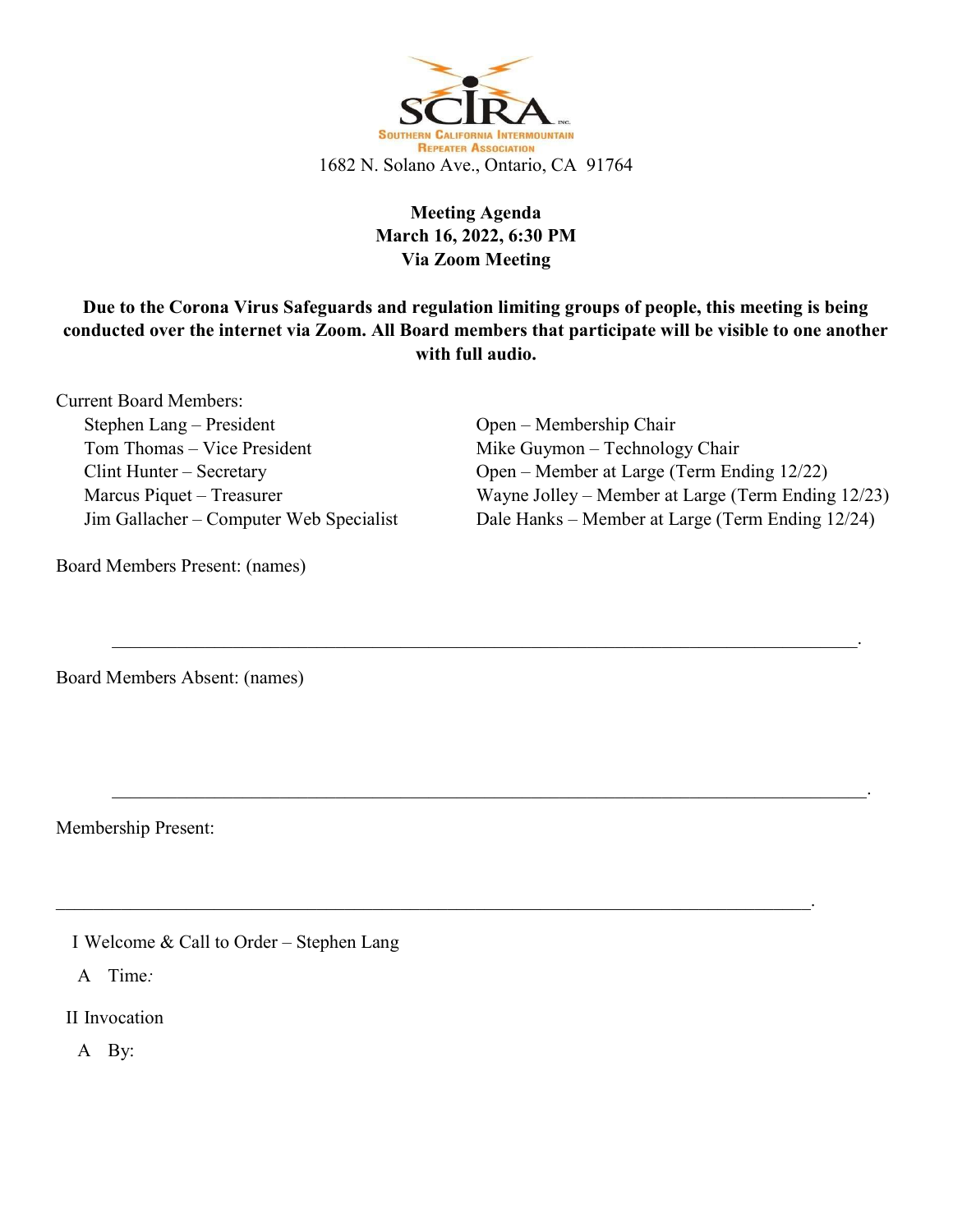SCIRA INC.
SOUTHERN CALIFORNIA INTERMOUNTAIN REPEATER ASSOCIATION

1682 N. Solano Ave., Ontario, CA 91764

**Meeting Agenda**
**March 16, 2022, 6:30 PM**
**Via Zoom Meeting**

**Due to the Corona Virus Safeguards and regulation limiting groups of people, this meeting is being conducted over the internet via Zoom. All Board members that participate will be visible to one another with full audio.**

Current Board Members:

- Stephen Lang – President
- Tom Thomas – Vice President
- Clint Hunter – Secretary
- Marcus Piquet – Treasurer
- Jim Gallacher – Computer Web Specialist
- Open – Membership Chair
- Mike Guymon – Technology Chair
- Open – Member at Large (Term Ending 12/22)
- Wayne Jolley – Member at Large (Term Ending 12/23)
- Dale Hanks – Member at Large (Term Ending 12/24)

Board Members Present: (names)

______________________________________________________________________________.

Board Members Absent: (names)

______________________________________________________________________________.

Membership Present:

______________________________________________________________________________.

I Welcome & Call to Order – Stephen Lang

A Time:

II Invocation

A By: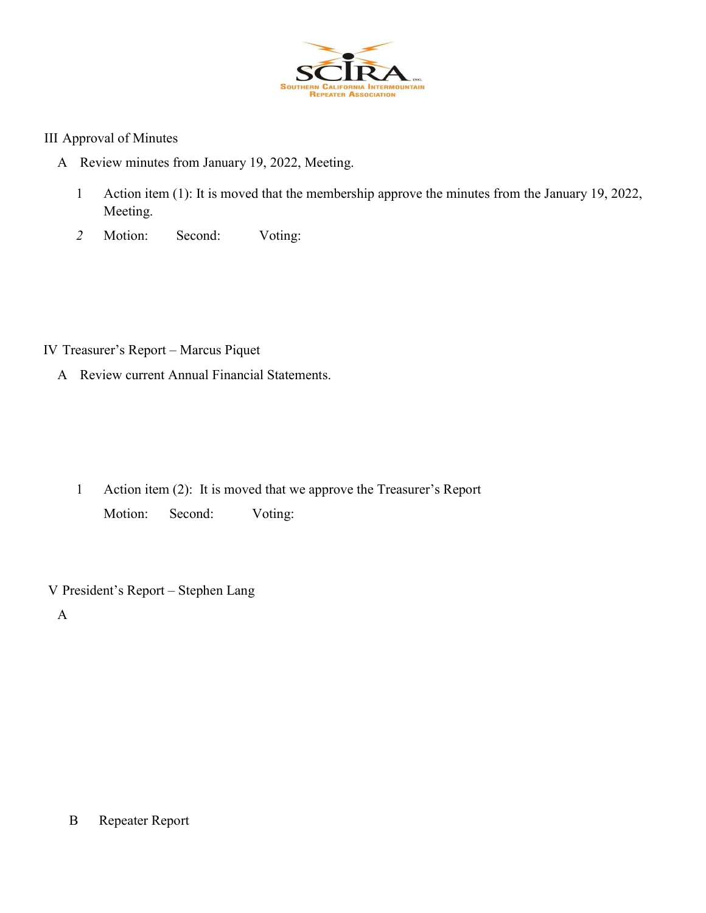III Approval of Minutes

A Review minutes from January 19, 2022, Meeting.

1 Action item (1): It is moved that the membership approve the minutes from the January 19, 2022, Meeting.

2 Motion: Second: Voting:

IV Treasurer's Report – Marcus Piquet

A Review current Annual Financial Statements.

1 Action item (2): It is moved that we approve the Treasurer's Report

Motion: Second: Voting:

V President's Report – Stephen Lang

A

B Repeater Report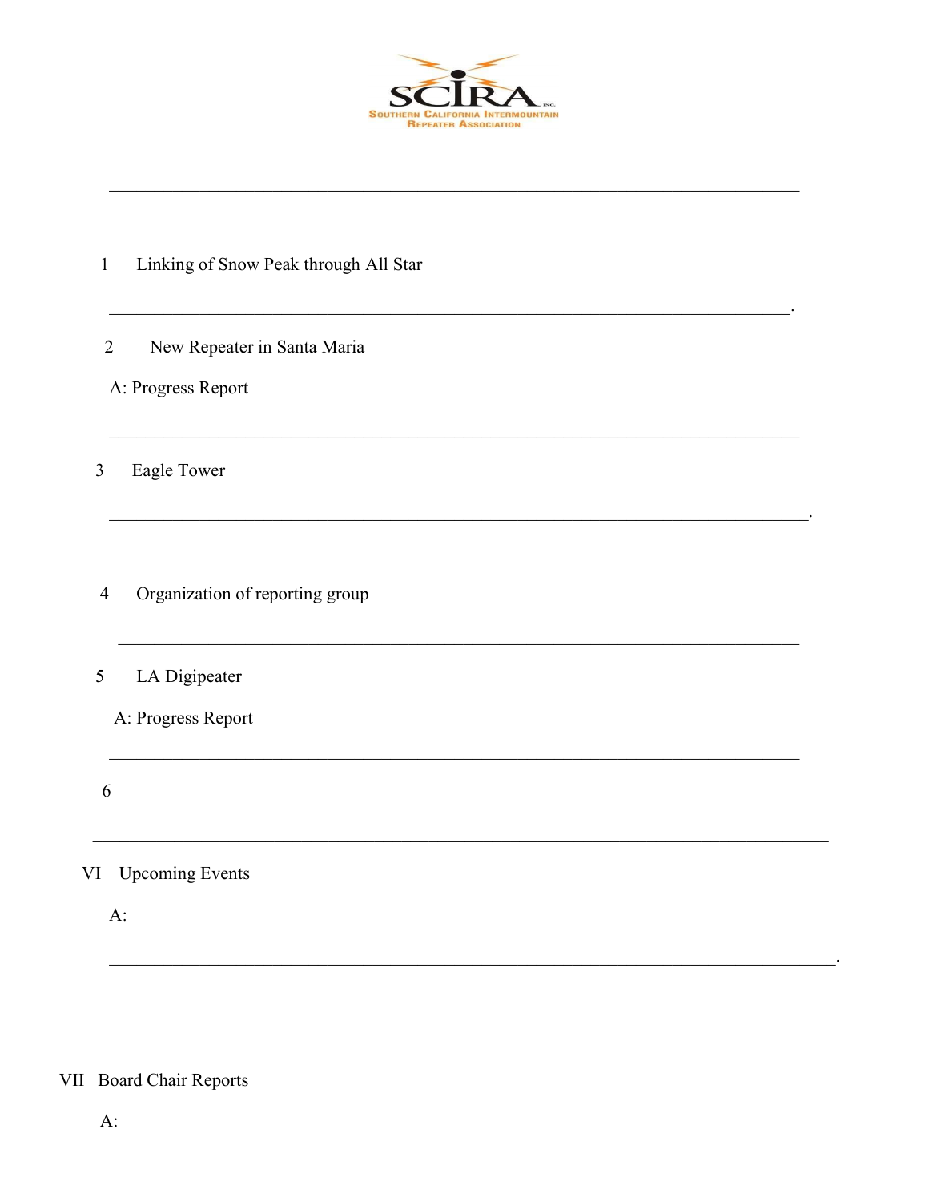SCIRA INC.

SOUTHERN CALIFORNIA INTERMOUNTAIN REPEATER ASSOCIATION

---

1 Linking of Snow Peak through All Star

---

2 New Repeater in Santa Maria

A: Progress Report

---

3 Eagle Tower

---

4 Organization of reporting group

---

5 LA Digipeater

A: Progress Report

---

6

---

VI Upcoming Events

A:

---

VII Board Chair Reports

A: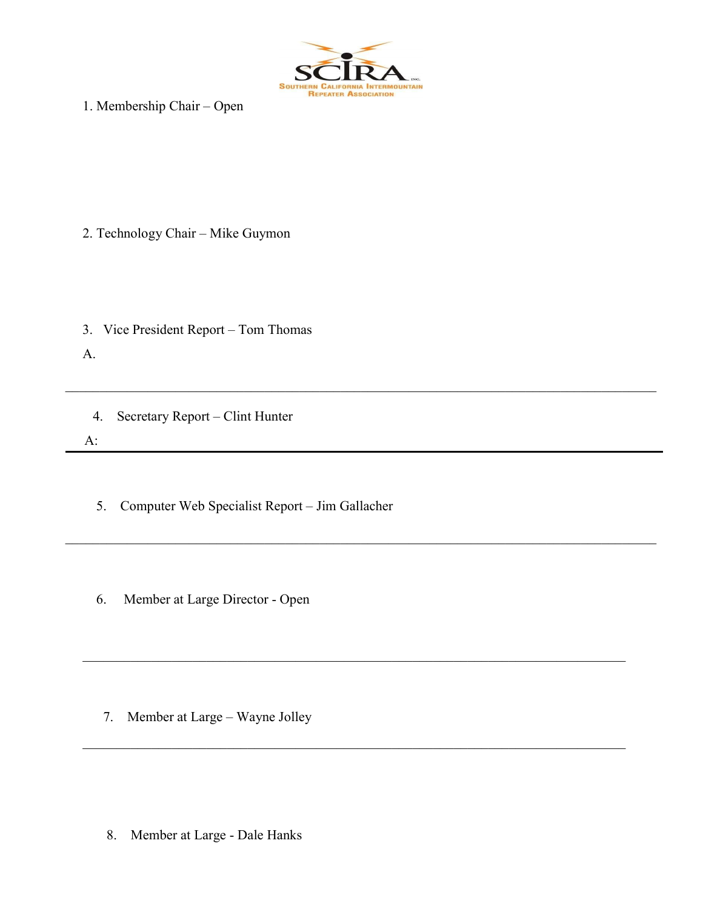1. Membership Chair – Open

2. Technology Chair – Mike Guymon

3. Vice President Report – Tom Thomas

A.

---

4. Secretary Report – Clint Hunter

A:

---

5. Computer Web Specialist Report – Jim Gallacher

---

6. Member at Large Director - Open

---

7. Member at Large – Wayne Jolley

---

8. Member at Large - Dale Hanks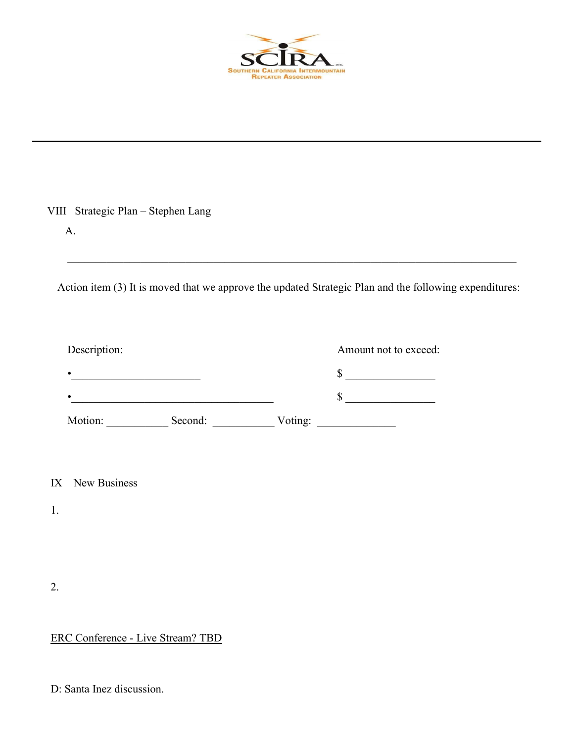VIII Strategic Plan – Stephen Lang

A.

______________________________________________________________________________

Action item (3) It is moved that we approve the updated Strategic Plan and the following expenditures:

| Description: | Amount not to exceed: |
| --- | --- |
| • ______________________ | $ ________________ |
| • ____________________________________ | $ ________________ |

Motion: ___________ Second: ___________ Voting: ______________

IX New Business

1.

2.

<u>ERC Conference - Live Stream? TBD</u>

D: Santa Inez discussion.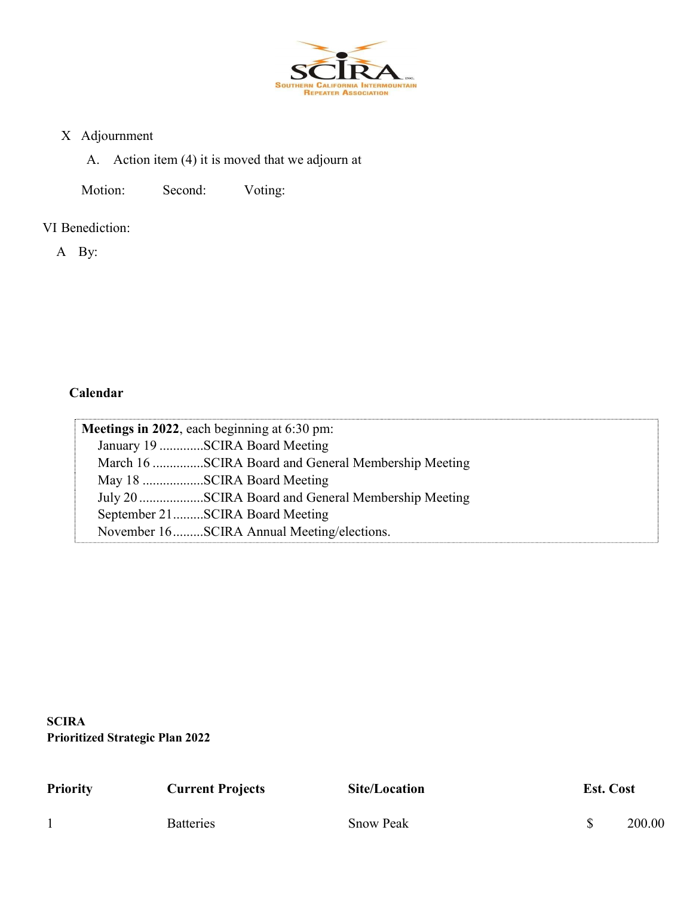SCIRA

SOUTHERN CALIFORNIA INTERMOUNTAIN REPEATER ASSOCIATION

X Adjournment

A. Action item (4) it is moved that we adjourn at

Motion: Second: Voting:

VI Benediction:

A By:

**Calendar**

**Meetings in 2022**, each beginning at 6:30 pm:

- January 19 .............SCIRA Board Meeting
- March 16 ...............SCIRA Board and General Membership Meeting
- May 18 ..................SCIRA Board Meeting
- July 20 ...................SCIRA Board and General Membership Meeting
- September 21.........SCIRA Board Meeting
- November 16.........SCIRA Annual Meeting/elections.

**SCIRA**
**Prioritized Strategic Plan 2022**

| Priority | Current Projects | Site/Location | Est. Cost |
|---|---|---|---|
| 1 | Batteries | Snow Peak | $ 200.00 |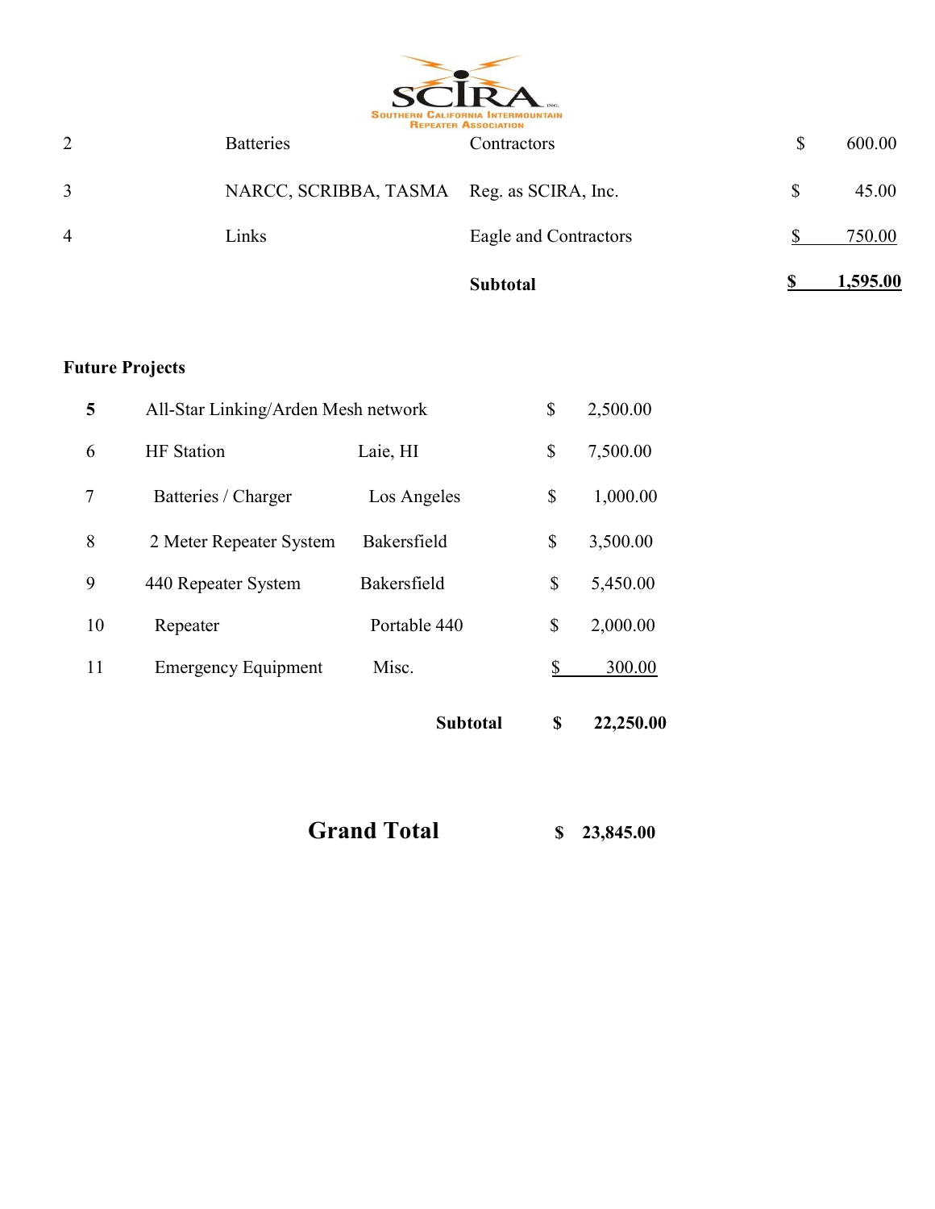**SCIRA** Inc.
Southern California Intermountain Repeater Association

| | | | |
|---|---|---|---|
| 2 | Batteries | Contractors | $ 600.00 |
| 3 | NARCC, SCRIBBA, TASMA | Reg. as SCIRA, Inc. | $ 45.00 |
| 4 | Links | Eagle and Contractors | $ 750.00 |
| | | **Subtotal** | **$ 1,595.00** |

**Future Projects**

| | | | |
|---|---|---|---|
| **5** | All-Star Linking/Arden Mesh network | | $ 2,500.00 |
| 6 | HF Station | Laie, HI | $ 7,500.00 |
| 7 | Batteries / Charger | Los Angeles | $ 1,000.00 |
| 8 | 2 Meter Repeater System | Bakersfield | $ 3,500.00 |
| 9 | 440 Repeater System | Bakersfield | $ 5,450.00 |
| 10 | Repeater | Portable 440 | $ 2,000.00 |
| 11 | Emergency Equipment | Misc. | $ 300.00 |
| | | **Subtotal** | **$ 22,250.00** |

## Grand Total **$ 23,845.00**